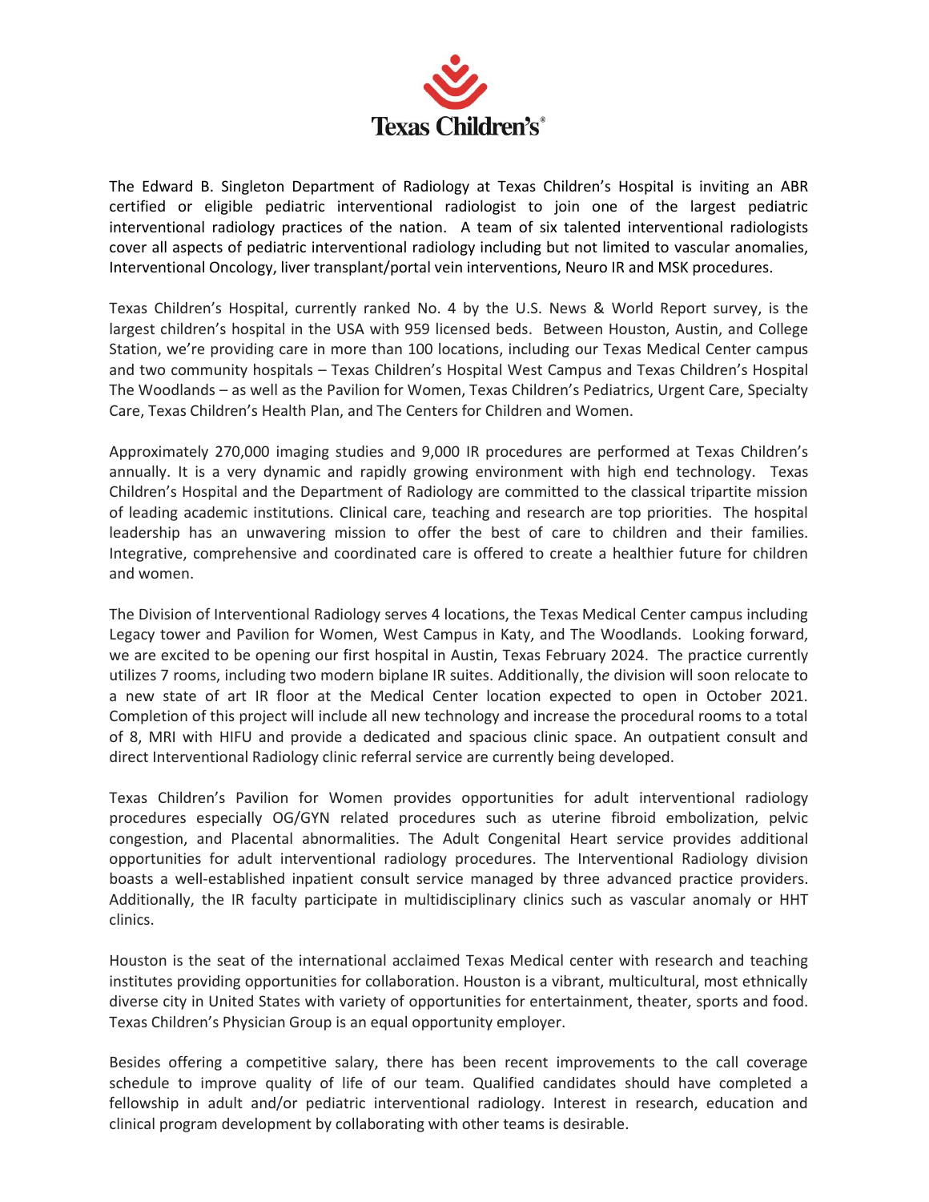**Texas Children's®**

The Edward B. Singleton Department of Radiology at Texas Children's Hospital is inviting an ABR certified or eligible pediatric interventional radiologist to join one of the largest pediatric interventional radiology practices of the nation. A team of six talented interventional radiologists cover all aspects of pediatric interventional radiology including but not limited to vascular anomalies, Interventional Oncology, liver transplant/portal vein interventions, Neuro IR and MSK procedures.

Texas Children's Hospital, currently ranked No. 4 by the U.S. News & World Report survey, is the largest children's hospital in the USA with 959 licensed beds. Between Houston, Austin, and College Station, we're providing care in more than 100 locations, including our Texas Medical Center campus and two community hospitals – Texas Children's Hospital West Campus and Texas Children's Hospital The Woodlands – as well as the Pavilion for Women, Texas Children's Pediatrics, Urgent Care, Specialty Care, Texas Children's Health Plan, and The Centers for Children and Women.

Approximately 270,000 imaging studies and 9,000 IR procedures are performed at Texas Children's annually. It is a very dynamic and rapidly growing environment with high end technology. Texas Children's Hospital and the Department of Radiology are committed to the classical tripartite mission of leading academic institutions. Clinical care, teaching and research are top priorities. The hospital leadership has an unwavering mission to offer the best of care to children and their families. Integrative, comprehensive and coordinated care is offered to create a healthier future for children and women.

The Division of Interventional Radiology serves 4 locations, the Texas Medical Center campus including Legacy tower and Pavilion for Women, West Campus in Katy, and The Woodlands. Looking forward, we are excited to be opening our first hospital in Austin, Texas February 2024. The practice currently utilizes 7 rooms, including two modern biplane IR suites. Additionally, the division will soon relocate to a new state of art IR floor at the Medical Center location expected to open in October 2021. Completion of this project will include all new technology and increase the procedural rooms to a total of 8, MRI with HIFU and provide a dedicated and spacious clinic space. An outpatient consult and direct Interventional Radiology clinic referral service are currently being developed.

Texas Children's Pavilion for Women provides opportunities for adult interventional radiology procedures especially OG/GYN related procedures such as uterine fibroid embolization, pelvic congestion, and Placental abnormalities. The Adult Congenital Heart service provides additional opportunities for adult interventional radiology procedures. The Interventional Radiology division boasts a well-established inpatient consult service managed by three advanced practice providers. Additionally, the IR faculty participate in multidisciplinary clinics such as vascular anomaly or HHT clinics.

Houston is the seat of the international acclaimed Texas Medical center with research and teaching institutes providing opportunities for collaboration. Houston is a vibrant, multicultural, most ethnically diverse city in United States with variety of opportunities for entertainment, theater, sports and food. Texas Children's Physician Group is an equal opportunity employer.

Besides offering a competitive salary, there has been recent improvements to the call coverage schedule to improve quality of life of our team. Qualified candidates should have completed a fellowship in adult and/or pediatric interventional radiology. Interest in research, education and clinical program development by collaborating with other teams is desirable.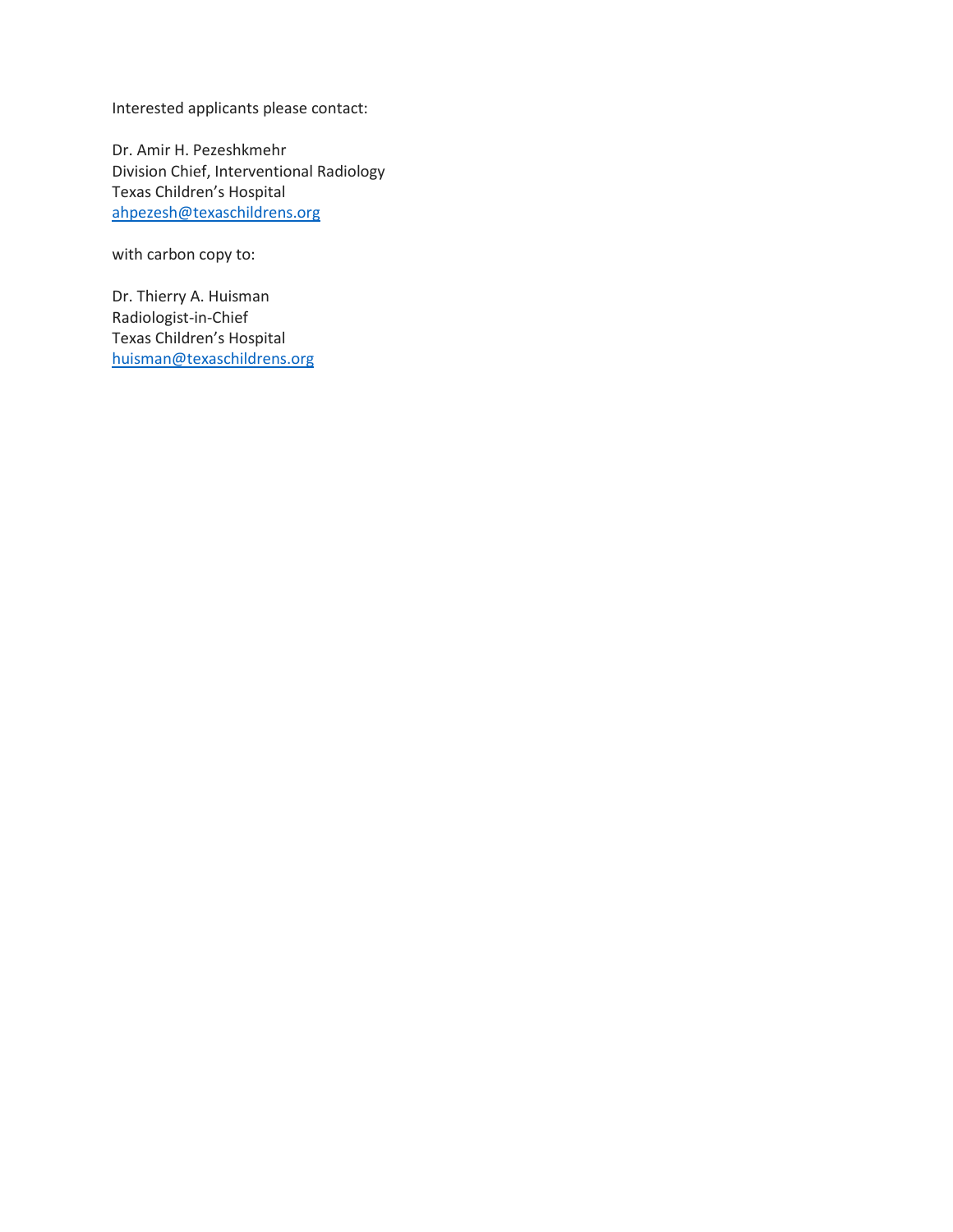Interested applicants please contact:

Dr. Amir H. Pezeshkmehr
Division Chief, Interventional Radiology
Texas Children's Hospital
ahpezesh@texaschildrens.org

with carbon copy to:

Dr. Thierry A. Huisman
Radiologist-in-Chief
Texas Children's Hospital
huisman@texaschildrens.org